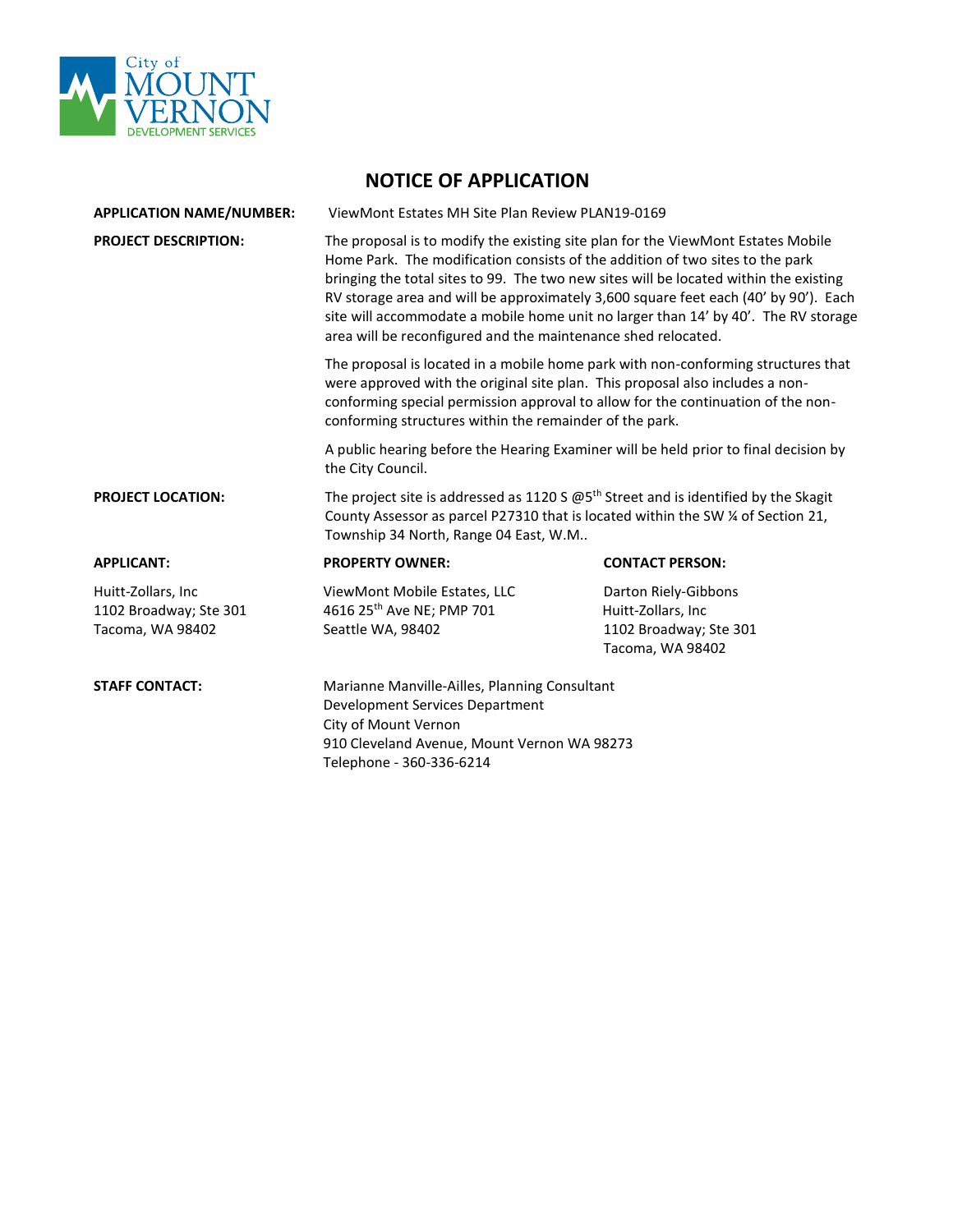City of MOUNT VERNON DEVELOPMENT SERVICES

# NOTICE OF APPLICATION

**APPLICATION NAME/NUMBER:** ViewMont Estates MH Site Plan Review PLAN19-0169

**PROJECT DESCRIPTION:** The proposal is to modify the existing site plan for the ViewMont Estates Mobile Home Park. The modification consists of the addition of two sites to the park bringing the total sites to 99. The two new sites will be located within the existing RV storage area and will be approximately 3,600 square feet each (40' by 90'). Each site will accommodate a mobile home unit no larger than 14' by 40'. The RV storage area will be reconfigured and the maintenance shed relocated.

The proposal is located in a mobile home park with non-conforming structures that were approved with the original site plan. This proposal also includes a non-conforming special permission approval to allow for the continuation of the non-conforming structures within the remainder of the park.

A public hearing before the Hearing Examiner will be held prior to final decision by the City Council.

**PROJECT LOCATION:** The project site is addressed as 1120 S @5th Street and is identified by the Skagit County Assessor as parcel P27310 that is located within the SW ¼ of Section 21, Township 34 North, Range 04 East, W.M..

| **APPLICANT:** | **PROPERTY OWNER:** | **CONTACT PERSON:** |
|---|---|---|
| Huitt-Zollars, Inc<br>1102 Broadway; Ste 301<br>Tacoma, WA 98402 | ViewMont Mobile Estates, LLC<br>4616 25th Ave NE; PMP 701<br>Seattle WA, 98402 | Darton Riely-Gibbons<br>Huitt-Zollars, Inc<br>1102 Broadway; Ste 301<br>Tacoma, WA 98402 |

**STAFF CONTACT:**
Marianne Manville-Ailles, Planning Consultant
Development Services Department
City of Mount Vernon
910 Cleveland Avenue, Mount Vernon WA 98273
Telephone - 360-336-6214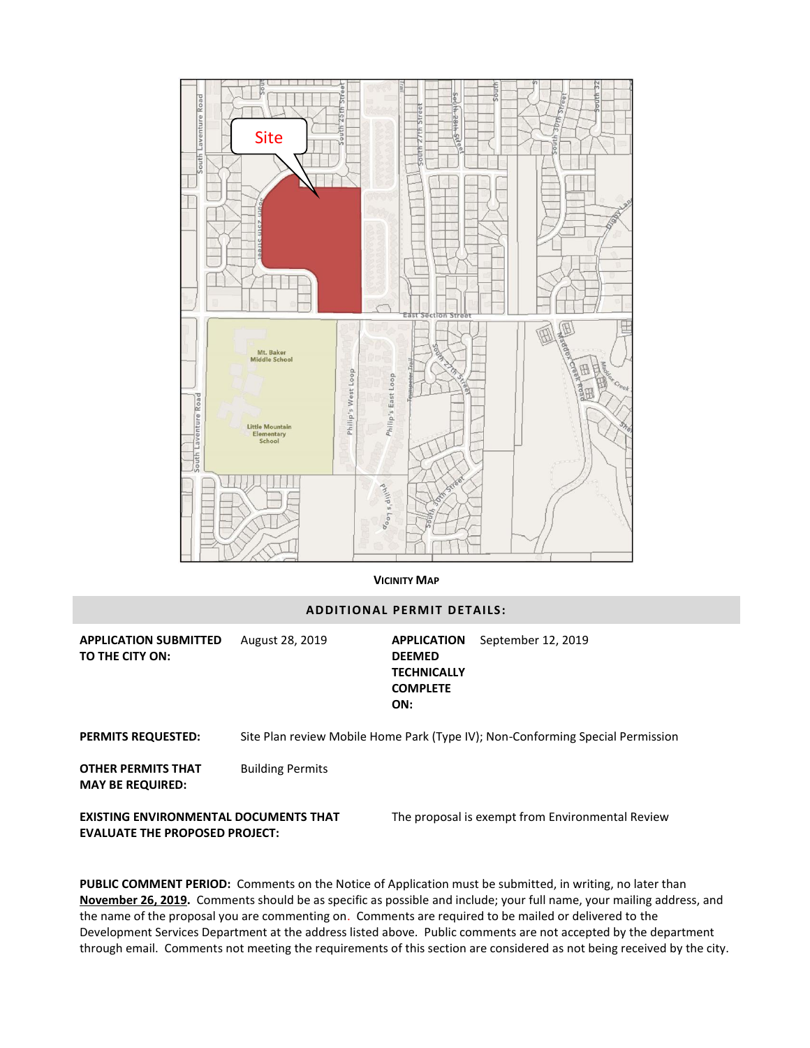**VICINITY MAP**

## ADDITIONAL PERMIT DETAILS:

| | | | |
|---|---|---|---|
| **APPLICATION SUBMITTED TO THE CITY ON:** | August 28, 2019 | **APPLICATION DEEMED TECHNICALLY COMPLETE ON:** | September 12, 2019 |

**PERMITS REQUESTED:** Site Plan review Mobile Home Park (Type IV); Non-Conforming Special Permission

**OTHER PERMITS THAT MAY BE REQUIRED:** Building Permits

**EXISTING ENVIRONMENTAL DOCUMENTS THAT EVALUATE THE PROPOSED PROJECT:** The proposal is exempt from Environmental Review

**PUBLIC COMMENT PERIOD:** Comments on the Notice of Application must be submitted, in writing, no later than **November 26, 2019.** Comments should be as specific as possible and include; your full name, your mailing address, and the name of the proposal you are commenting on. Comments are required to be mailed or delivered to the Development Services Department at the address listed above. Public comments are not accepted by the department through email. Comments not meeting the requirements of this section are considered as not being received by the city.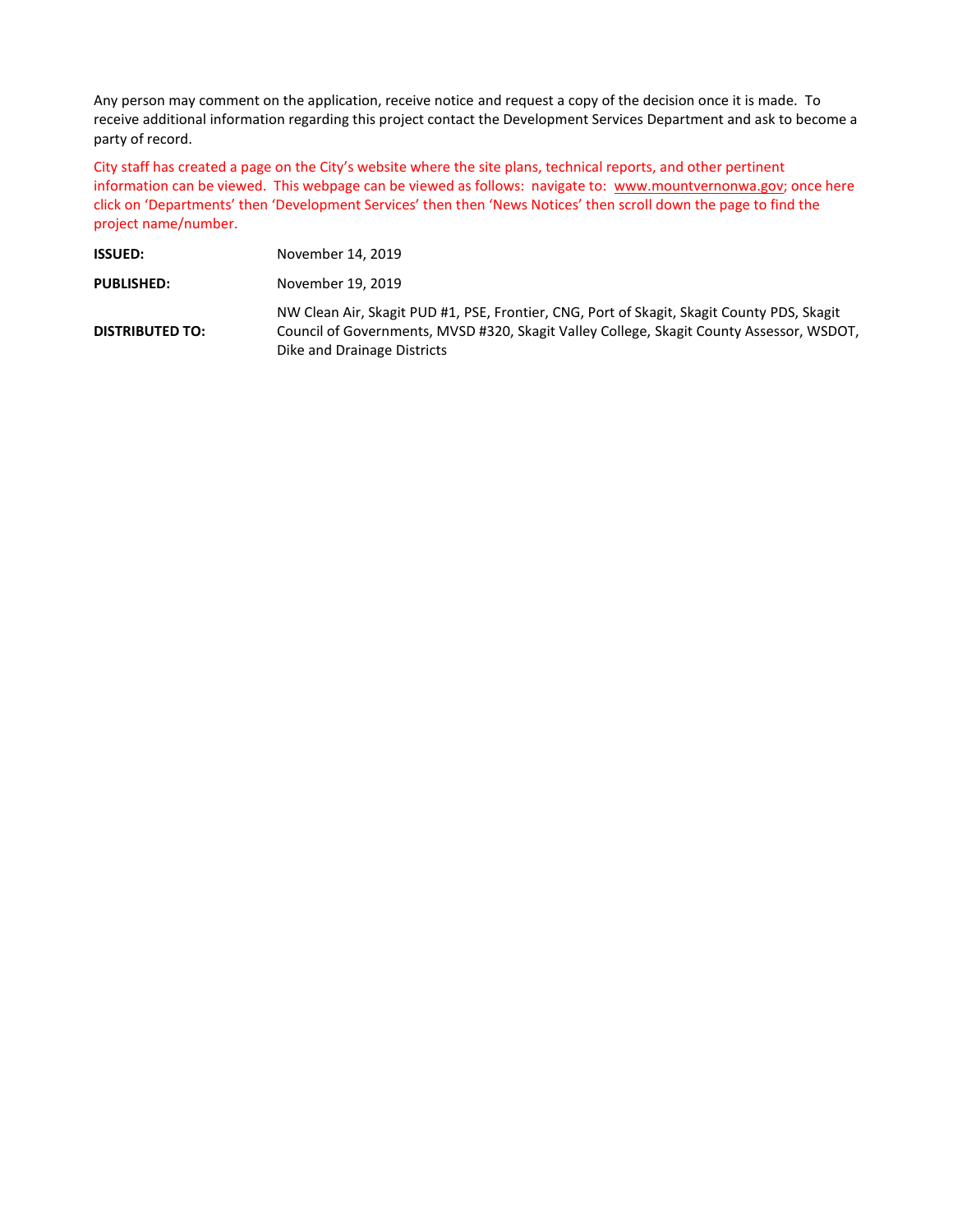Any person may comment on the application, receive notice and request a copy of the decision once it is made. To receive additional information regarding this project contact the Development Services Department and ask to become a party of record.

City staff has created a page on the City's website where the site plans, technical reports, and other pertinent information can be viewed. This webpage can be viewed as follows: navigate to: www.mountvernonwa.gov; once here click on 'Departments' then 'Development Services' then then 'News Notices' then scroll down the page to find the project name/number.

| | |
|---|---|
| **ISSUED:** | November 14, 2019 |
| **PUBLISHED:** | November 19, 2019 |
| **DISTRIBUTED TO:** | NW Clean Air, Skagit PUD #1, PSE, Frontier, CNG, Port of Skagit, Skagit County PDS, Skagit Council of Governments, MVSD #320, Skagit Valley College, Skagit County Assessor, WSDOT, Dike and Drainage Districts |